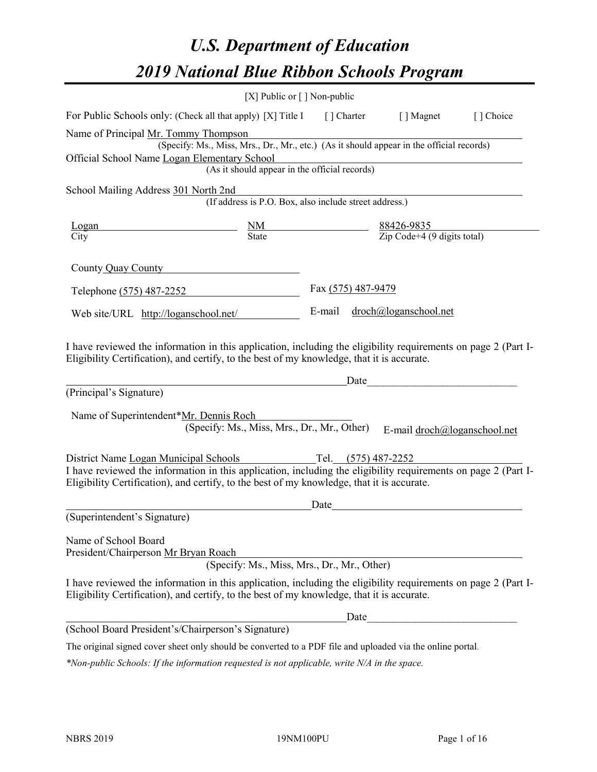# U.S. Department of Education

# 2019 National Blue Ribbon Schools Program

[X] Public or [ ] Non-public

For Public Schools only: (Check all that apply) [X] Title I [ ] Charter [ ] Magnet [ ] Choice

Name of Principal Mr. Tommy Thompson
(Specify: Ms., Miss, Mrs., Dr., Mr., etc.) (As it should appear in the official records)

Official School Name Logan Elementary School
(As it should appear in the official records)

School Mailing Address 301 North 2nd
(If address is P.O. Box, also include street address.)

| Logan | NM | 88426-9835 |
|---|---|---|
| City | State | Zip Code+4 (9 digits total) |

County Quay County

Telephone (575) 487-2252 Fax (575) 487-9479

Web site/URL http://loganschool.net/ E-mail droch@loganschool.net

I have reviewed the information in this application, including the eligibility requirements on page 2 (Part I-Eligibility Certification), and certify, to the best of my knowledge, that it is accurate.

_______________________________________________ Date_________________________

(Principal's Signature)

Name of Superintendent*Mr. Dennis Roch
(Specify: Ms., Miss, Mrs., Dr., Mr., Other) E-mail droch@loganschool.net

District Name Logan Municipal Schools Tel. (575) 487-2252

I have reviewed the information in this application, including the eligibility requirements on page 2 (Part I-Eligibility Certification), and certify, to the best of my knowledge, that it is accurate.

_______________________________________________ Date_________________________

(Superintendent's Signature)

Name of School Board
President/Chairperson Mr Bryan Roach
(Specify: Ms., Miss, Mrs., Dr., Mr., Other)

I have reviewed the information in this application, including the eligibility requirements on page 2 (Part I-Eligibility Certification), and certify, to the best of my knowledge, that it is accurate.

_______________________________________________ Date_________________________

(School Board President's/Chairperson's Signature)

The original signed cover sheet only should be converted to a PDF file and uploaded via the online portal.

*\*Non-public Schools: If the information requested is not applicable, write N/A in the space.*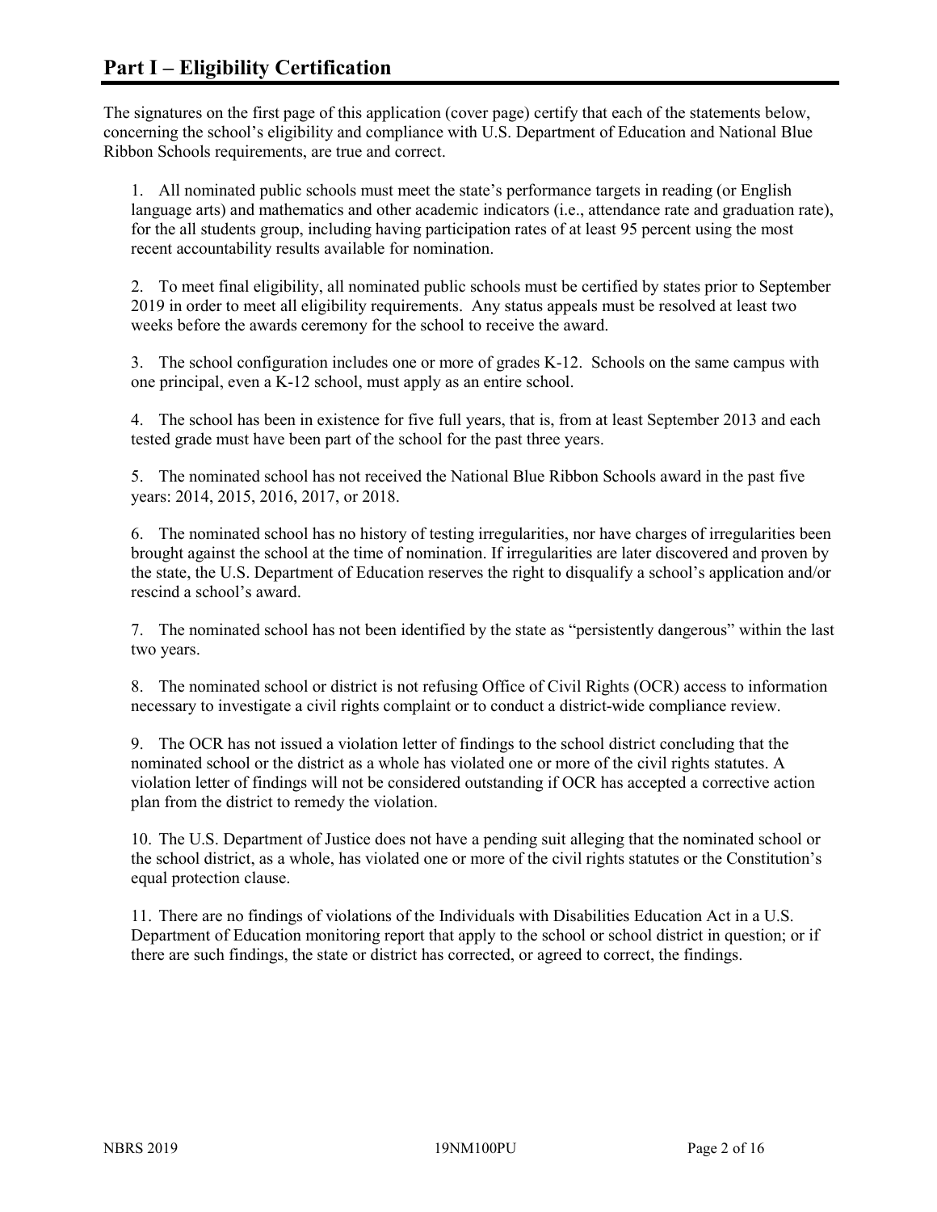## Part I – Eligibility Certification

The signatures on the first page of this application (cover page) certify that each of the statements below, concerning the school's eligibility and compliance with U.S. Department of Education and National Blue Ribbon Schools requirements, are true and correct.

1. All nominated public schools must meet the state's performance targets in reading (or English language arts) and mathematics and other academic indicators (i.e., attendance rate and graduation rate), for the all students group, including having participation rates of at least 95 percent using the most recent accountability results available for nomination.

2. To meet final eligibility, all nominated public schools must be certified by states prior to September 2019 in order to meet all eligibility requirements. Any status appeals must be resolved at least two weeks before the awards ceremony for the school to receive the award.

3. The school configuration includes one or more of grades K-12. Schools on the same campus with one principal, even a K-12 school, must apply as an entire school.

4. The school has been in existence for five full years, that is, from at least September 2013 and each tested grade must have been part of the school for the past three years.

5. The nominated school has not received the National Blue Ribbon Schools award in the past five years: 2014, 2015, 2016, 2017, or 2018.

6. The nominated school has no history of testing irregularities, nor have charges of irregularities been brought against the school at the time of nomination. If irregularities are later discovered and proven by the state, the U.S. Department of Education reserves the right to disqualify a school's application and/or rescind a school's award.

7. The nominated school has not been identified by the state as "persistently dangerous" within the last two years.

8. The nominated school or district is not refusing Office of Civil Rights (OCR) access to information necessary to investigate a civil rights complaint or to conduct a district-wide compliance review.

9. The OCR has not issued a violation letter of findings to the school district concluding that the nominated school or the district as a whole has violated one or more of the civil rights statutes. A violation letter of findings will not be considered outstanding if OCR has accepted a corrective action plan from the district to remedy the violation.

10. The U.S. Department of Justice does not have a pending suit alleging that the nominated school or the school district, as a whole, has violated one or more of the civil rights statutes or the Constitution's equal protection clause.

11. There are no findings of violations of the Individuals with Disabilities Education Act in a U.S. Department of Education monitoring report that apply to the school or school district in question; or if there are such findings, the state or district has corrected, or agreed to correct, the findings.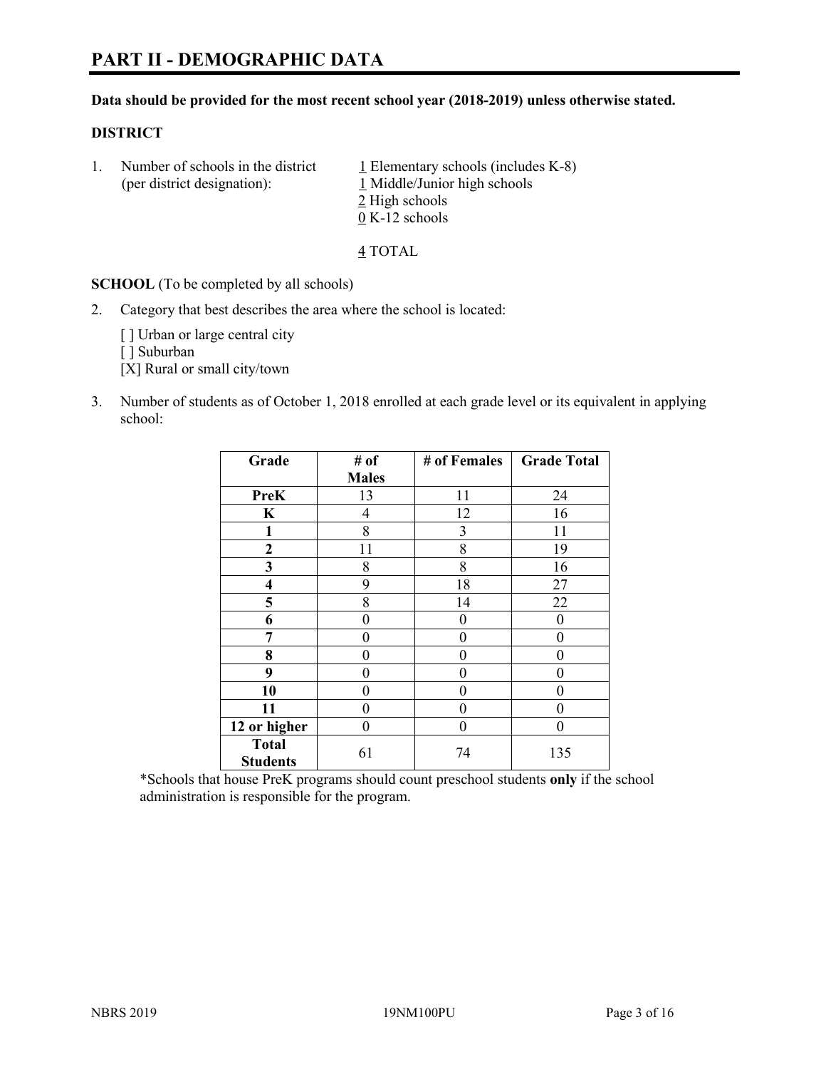# PART II - DEMOGRAPHIC DATA

**Data should be provided for the most recent school year (2018-2019) unless otherwise stated.**

**DISTRICT**

1. Number of schools in the district (per district designation):
   1 Elementary schools (includes K-8)
   1 Middle/Junior high schools
   2 High schools
   0 K-12 schools

   4 TOTAL

**SCHOOL** (To be completed by all schools)

2. Category that best describes the area where the school is located:

   [ ] Urban or large central city
   [ ] Suburban
   [X] Rural or small city/town

3. Number of students as of October 1, 2018 enrolled at each grade level or its equivalent in applying school:

| Grade | # of Males | # of Females | Grade Total |
|---|---|---|---|
| **PreK** | 13 | 11 | 24 |
| **K** | 4 | 12 | 16 |
| **1** | 8 | 3 | 11 |
| **2** | 11 | 8 | 19 |
| **3** | 8 | 8 | 16 |
| **4** | 9 | 18 | 27 |
| **5** | 8 | 14 | 22 |
| **6** | 0 | 0 | 0 |
| **7** | 0 | 0 | 0 |
| **8** | 0 | 0 | 0 |
| **9** | 0 | 0 | 0 |
| **10** | 0 | 0 | 0 |
| **11** | 0 | 0 | 0 |
| **12 or higher** | 0 | 0 | 0 |
| **Total Students** | 61 | 74 | 135 |

*Schools that house PreK programs should count preschool students **only** if the school administration is responsible for the program.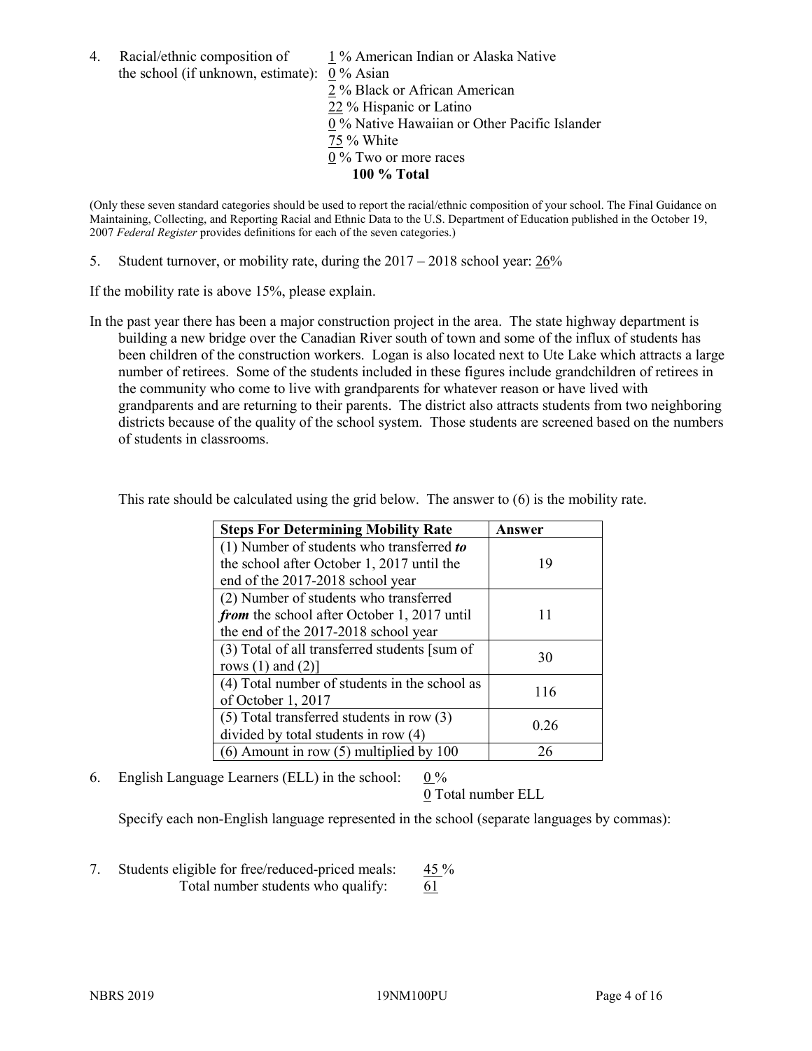4. Racial/ethnic composition of the school (if unknown, estimate):
   1 % American Indian or Alaska Native
   0 % Asian
   2 % Black or African American
   22 % Hispanic or Latino
   0 % Native Hawaiian or Other Pacific Islander
   75 % White
   0 % Two or more races
   **100 % Total**

(Only these seven standard categories should be used to report the racial/ethnic composition of your school. The Final Guidance on Maintaining, Collecting, and Reporting Racial and Ethnic Data to the U.S. Department of Education published in the October 19, 2007 *Federal Register* provides definitions for each of the seven categories.)

5. Student turnover, or mobility rate, during the 2017 – 2018 school year: 26%

If the mobility rate is above 15%, please explain.

In the past year there has been a major construction project in the area. The state highway department is building a new bridge over the Canadian River south of town and some of the influx of students has been children of the construction workers. Logan is also located next to Ute Lake which attracts a large number of retirees. Some of the students included in these figures include grandchildren of retirees in the community who come to live with grandparents for whatever reason or have lived with grandparents and are returning to their parents. The district also attracts students from two neighboring districts because of the quality of the school system. Those students are screened based on the numbers of students in classrooms.

This rate should be calculated using the grid below. The answer to (6) is the mobility rate.

| Steps For Determining Mobility Rate | Answer |
|---|---|
| (1) Number of students who transferred ***to*** the school after October 1, 2017 until the end of the 2017-2018 school year | 19 |
| (2) Number of students who transferred ***from*** the school after October 1, 2017 until the end of the 2017-2018 school year | 11 |
| (3) Total of all transferred students [sum of rows (1) and (2)] | 30 |
| (4) Total number of students in the school as of October 1, 2017 | 116 |
| (5) Total transferred students in row (3) divided by total students in row (4) | 0.26 |
| (6) Amount in row (5) multiplied by 100 | 26 |

6. English Language Learners (ELL) in the school: 0 %
   0 Total number ELL

   Specify each non-English language represented in the school (separate languages by commas):

7. Students eligible for free/reduced-priced meals: 45 %
   Total number students who qualify: 61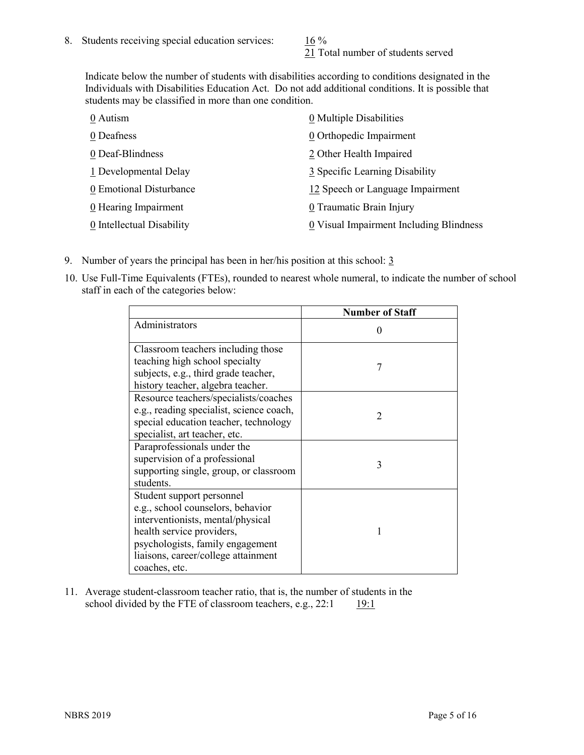8. Students receiving special education services: 16 %
   21 Total number of students served

   Indicate below the number of students with disabilities according to conditions designated in the Individuals with Disabilities Education Act. Do not add additional conditions. It is possible that students may be classified in more than one condition.

   0 Autism
   0 Deafness
   0 Deaf-Blindness
   1 Developmental Delay
   0 Emotional Disturbance
   0 Hearing Impairment
   0 Intellectual Disability
   0 Multiple Disabilities
   0 Orthopedic Impairment
   2 Other Health Impaired
   3 Specific Learning Disability
   12 Speech or Language Impairment
   0 Traumatic Brain Injury
   0 Visual Impairment Including Blindness

9. Number of years the principal has been in her/his position at this school: 3

10. Use Full-Time Equivalents (FTEs), rounded to nearest whole numeral, to indicate the number of school staff in each of the categories below:

| | Number of Staff |
|---|---|
| Administrators | 0 |
| Classroom teachers including those teaching high school specialty subjects, e.g., third grade teacher, history teacher, algebra teacher. | 7 |
| Resource teachers/specialists/coaches e.g., reading specialist, science coach, special education teacher, technology specialist, art teacher, etc. | 2 |
| Paraprofessionals under the supervision of a professional supporting single, group, or classroom students. | 3 |
| Student support personnel e.g., school counselors, behavior interventionists, mental/physical health service providers, psychologists, family engagement liaisons, career/college attainment coaches, etc. | 1 |

11. Average student-classroom teacher ratio, that is, the number of students in the school divided by the FTE of classroom teachers, e.g., 22:1 19:1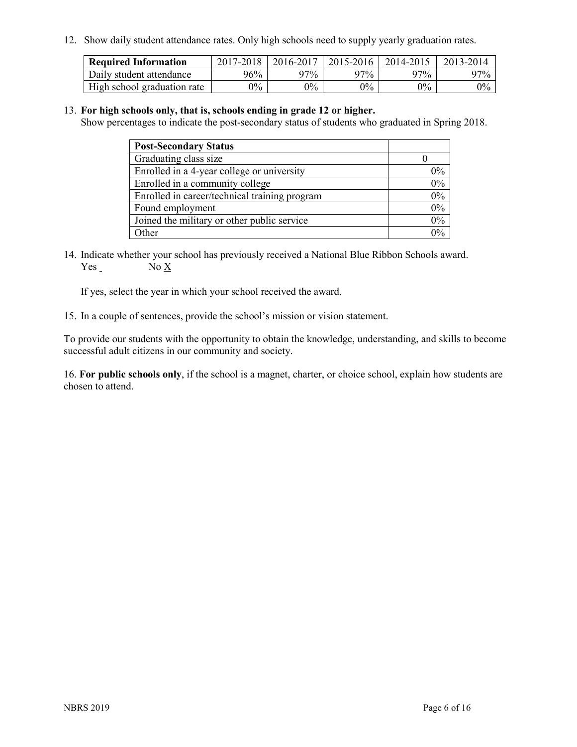12. Show daily student attendance rates. Only high schools need to supply yearly graduation rates.

| Required Information | 2017-2018 | 2016-2017 | 2015-2016 | 2014-2015 | 2013-2014 |
| --- | --- | --- | --- | --- | --- |
| Daily student attendance | 96% | 97% | 97% | 97% | 97% |
| High school graduation rate | 0% | 0% | 0% | 0% | 0% |

13. **For high schools only, that is, schools ending in grade 12 or higher.**
Show percentages to indicate the post-secondary status of students who graduated in Spring 2018.

| Post-Secondary Status | |
| --- | --- |
| Graduating class size | 0 |
| Enrolled in a 4-year college or university | 0% |
| Enrolled in a community college | 0% |
| Enrolled in career/technical training program | 0% |
| Found employment | 0% |
| Joined the military or other public service | 0% |
| Other | 0% |

14. Indicate whether your school has previously received a National Blue Ribbon Schools award.
Yes _ No X

If yes, select the year in which your school received the award.

15. In a couple of sentences, provide the school's mission or vision statement.

To provide our students with the opportunity to obtain the knowledge, understanding, and skills to become successful adult citizens in our community and society.

16. **For public schools only**, if the school is a magnet, charter, or choice school, explain how students are chosen to attend.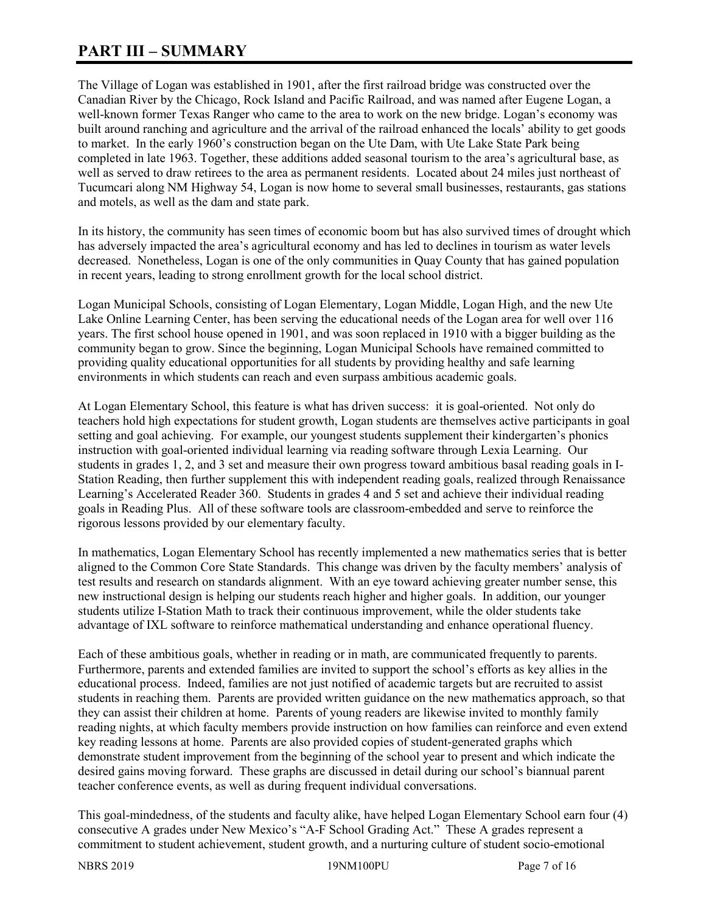# PART III – SUMMARY

The Village of Logan was established in 1901, after the first railroad bridge was constructed over the Canadian River by the Chicago, Rock Island and Pacific Railroad, and was named after Eugene Logan, a well-known former Texas Ranger who came to the area to work on the new bridge. Logan's economy was built around ranching and agriculture and the arrival of the railroad enhanced the locals' ability to get goods to market. In the early 1960's construction began on the Ute Dam, with Ute Lake State Park being completed in late 1963. Together, these additions added seasonal tourism to the area's agricultural base, as well as served to draw retirees to the area as permanent residents. Located about 24 miles just northeast of Tucumcari along NM Highway 54, Logan is now home to several small businesses, restaurants, gas stations and motels, as well as the dam and state park.

In its history, the community has seen times of economic boom but has also survived times of drought which has adversely impacted the area's agricultural economy and has led to declines in tourism as water levels decreased. Nonetheless, Logan is one of the only communities in Quay County that has gained population in recent years, leading to strong enrollment growth for the local school district.

Logan Municipal Schools, consisting of Logan Elementary, Logan Middle, Logan High, and the new Ute Lake Online Learning Center, has been serving the educational needs of the Logan area for well over 116 years. The first school house opened in 1901, and was soon replaced in 1910 with a bigger building as the community began to grow. Since the beginning, Logan Municipal Schools have remained committed to providing quality educational opportunities for all students by providing healthy and safe learning environments in which students can reach and even surpass ambitious academic goals.

At Logan Elementary School, this feature is what has driven success: it is goal-oriented. Not only do teachers hold high expectations for student growth, Logan students are themselves active participants in goal setting and goal achieving. For example, our youngest students supplement their kindergarten's phonics instruction with goal-oriented individual learning via reading software through Lexia Learning. Our students in grades 1, 2, and 3 set and measure their own progress toward ambitious basal reading goals in I-Station Reading, then further supplement this with independent reading goals, realized through Renaissance Learning's Accelerated Reader 360. Students in grades 4 and 5 set and achieve their individual reading goals in Reading Plus. All of these software tools are classroom-embedded and serve to reinforce the rigorous lessons provided by our elementary faculty.

In mathematics, Logan Elementary School has recently implemented a new mathematics series that is better aligned to the Common Core State Standards. This change was driven by the faculty members' analysis of test results and research on standards alignment. With an eye toward achieving greater number sense, this new instructional design is helping our students reach higher and higher goals. In addition, our younger students utilize I-Station Math to track their continuous improvement, while the older students take advantage of IXL software to reinforce mathematical understanding and enhance operational fluency.

Each of these ambitious goals, whether in reading or in math, are communicated frequently to parents. Furthermore, parents and extended families are invited to support the school's efforts as key allies in the educational process. Indeed, families are not just notified of academic targets but are recruited to assist students in reaching them. Parents are provided written guidance on the new mathematics approach, so that they can assist their children at home. Parents of young readers are likewise invited to monthly family reading nights, at which faculty members provide instruction on how families can reinforce and even extend key reading lessons at home. Parents are also provided copies of student-generated graphs which demonstrate student improvement from the beginning of the school year to present and which indicate the desired gains moving forward. These graphs are discussed in detail during our school's biannual parent teacher conference events, as well as during frequent individual conversations.

This goal-mindedness, of the students and faculty alike, have helped Logan Elementary School earn four (4) consecutive A grades under New Mexico's "A-F School Grading Act." These A grades represent a commitment to student achievement, student growth, and a nurturing culture of student socio-emotional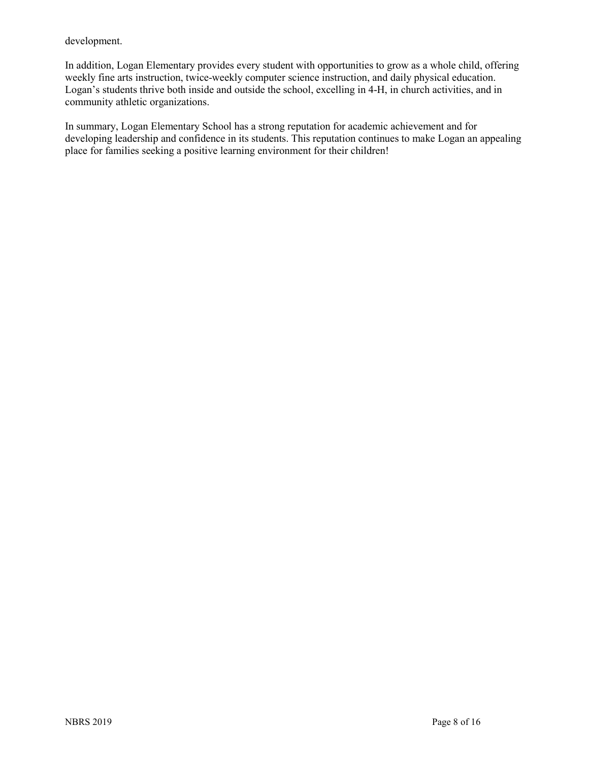development.

In addition, Logan Elementary provides every student with opportunities to grow as a whole child, offering weekly fine arts instruction, twice-weekly computer science instruction, and daily physical education. Logan's students thrive both inside and outside the school, excelling in 4-H, in church activities, and in community athletic organizations.

In summary, Logan Elementary School has a strong reputation for academic achievement and for developing leadership and confidence in its students. This reputation continues to make Logan an appealing place for families seeking a positive learning environment for their children!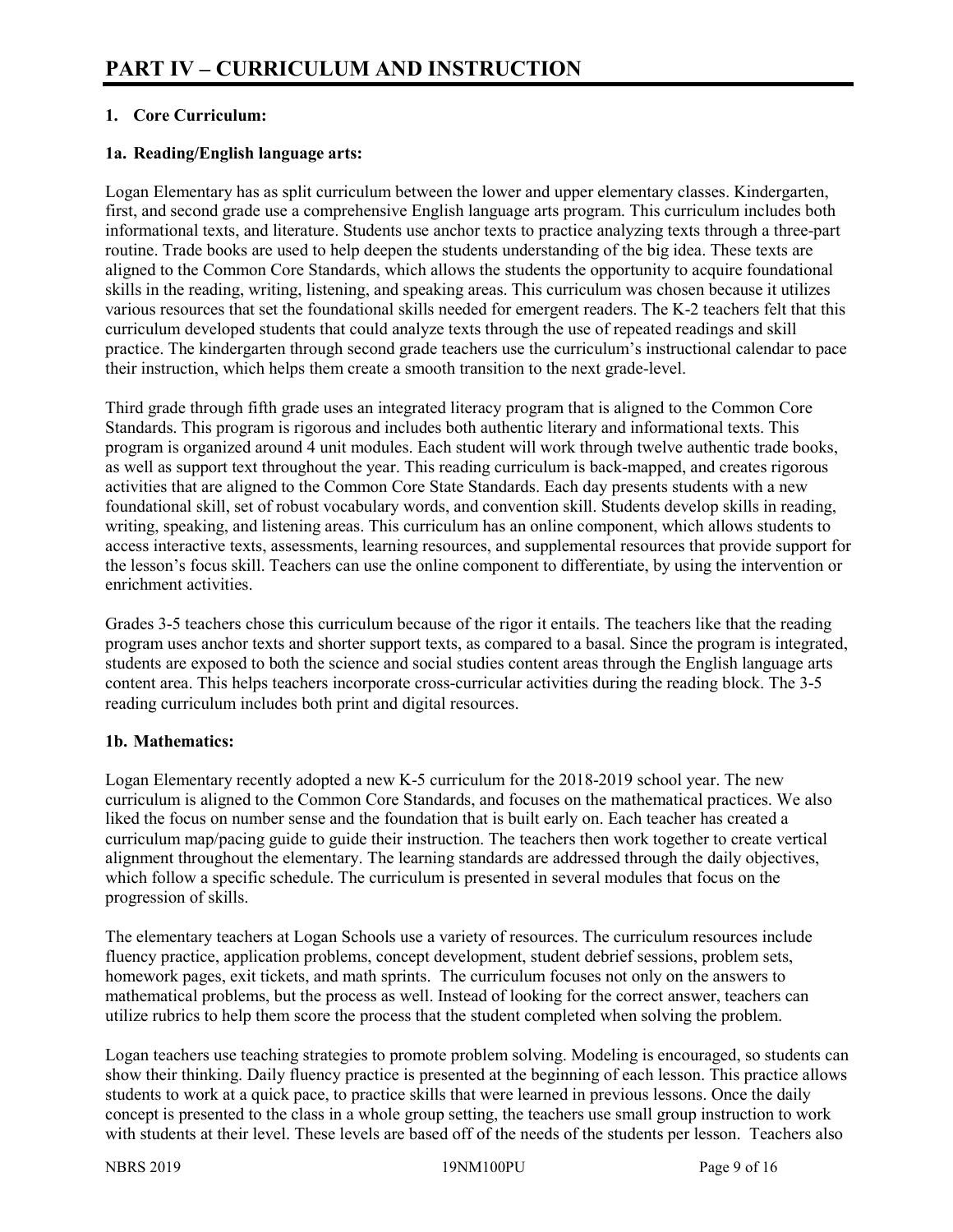# PART IV – CURRICULUM AND INSTRUCTION

## 1. Core Curriculum:

### 1a. Reading/English language arts:

Logan Elementary has as split curriculum between the lower and upper elementary classes. Kindergarten, first, and second grade use a comprehensive English language arts program. This curriculum includes both informational texts, and literature. Students use anchor texts to practice analyzing texts through a three-part routine. Trade books are used to help deepen the students understanding of the big idea. These texts are aligned to the Common Core Standards, which allows the students the opportunity to acquire foundational skills in the reading, writing, listening, and speaking areas. This curriculum was chosen because it utilizes various resources that set the foundational skills needed for emergent readers. The K-2 teachers felt that this curriculum developed students that could analyze texts through the use of repeated readings and skill practice. The kindergarten through second grade teachers use the curriculum's instructional calendar to pace their instruction, which helps them create a smooth transition to the next grade-level.

Third grade through fifth grade uses an integrated literacy program that is aligned to the Common Core Standards. This program is rigorous and includes both authentic literary and informational texts. This program is organized around 4 unit modules. Each student will work through twelve authentic trade books, as well as support text throughout the year. This reading curriculum is back-mapped, and creates rigorous activities that are aligned to the Common Core State Standards. Each day presents students with a new foundational skill, set of robust vocabulary words, and convention skill. Students develop skills in reading, writing, speaking, and listening areas. This curriculum has an online component, which allows students to access interactive texts, assessments, learning resources, and supplemental resources that provide support for the lesson's focus skill. Teachers can use the online component to differentiate, by using the intervention or enrichment activities.

Grades 3-5 teachers chose this curriculum because of the rigor it entails. The teachers like that the reading program uses anchor texts and shorter support texts, as compared to a basal. Since the program is integrated, students are exposed to both the science and social studies content areas through the English language arts content area. This helps teachers incorporate cross-curricular activities during the reading block. The 3-5 reading curriculum includes both print and digital resources.

### 1b. Mathematics:

Logan Elementary recently adopted a new K-5 curriculum for the 2018-2019 school year. The new curriculum is aligned to the Common Core Standards, and focuses on the mathematical practices. We also liked the focus on number sense and the foundation that is built early on. Each teacher has created a curriculum map/pacing guide to guide their instruction. The teachers then work together to create vertical alignment throughout the elementary. The learning standards are addressed through the daily objectives, which follow a specific schedule. The curriculum is presented in several modules that focus on the progression of skills.

The elementary teachers at Logan Schools use a variety of resources. The curriculum resources include fluency practice, application problems, concept development, student debrief sessions, problem sets, homework pages, exit tickets, and math sprints. The curriculum focuses not only on the answers to mathematical problems, but the process as well. Instead of looking for the correct answer, teachers can utilize rubrics to help them score the process that the student completed when solving the problem.

Logan teachers use teaching strategies to promote problem solving. Modeling is encouraged, so students can show their thinking. Daily fluency practice is presented at the beginning of each lesson. This practice allows students to work at a quick pace, to practice skills that were learned in previous lessons. Once the daily concept is presented to the class in a whole group setting, the teachers use small group instruction to work with students at their level. These levels are based off of the needs of the students per lesson. Teachers also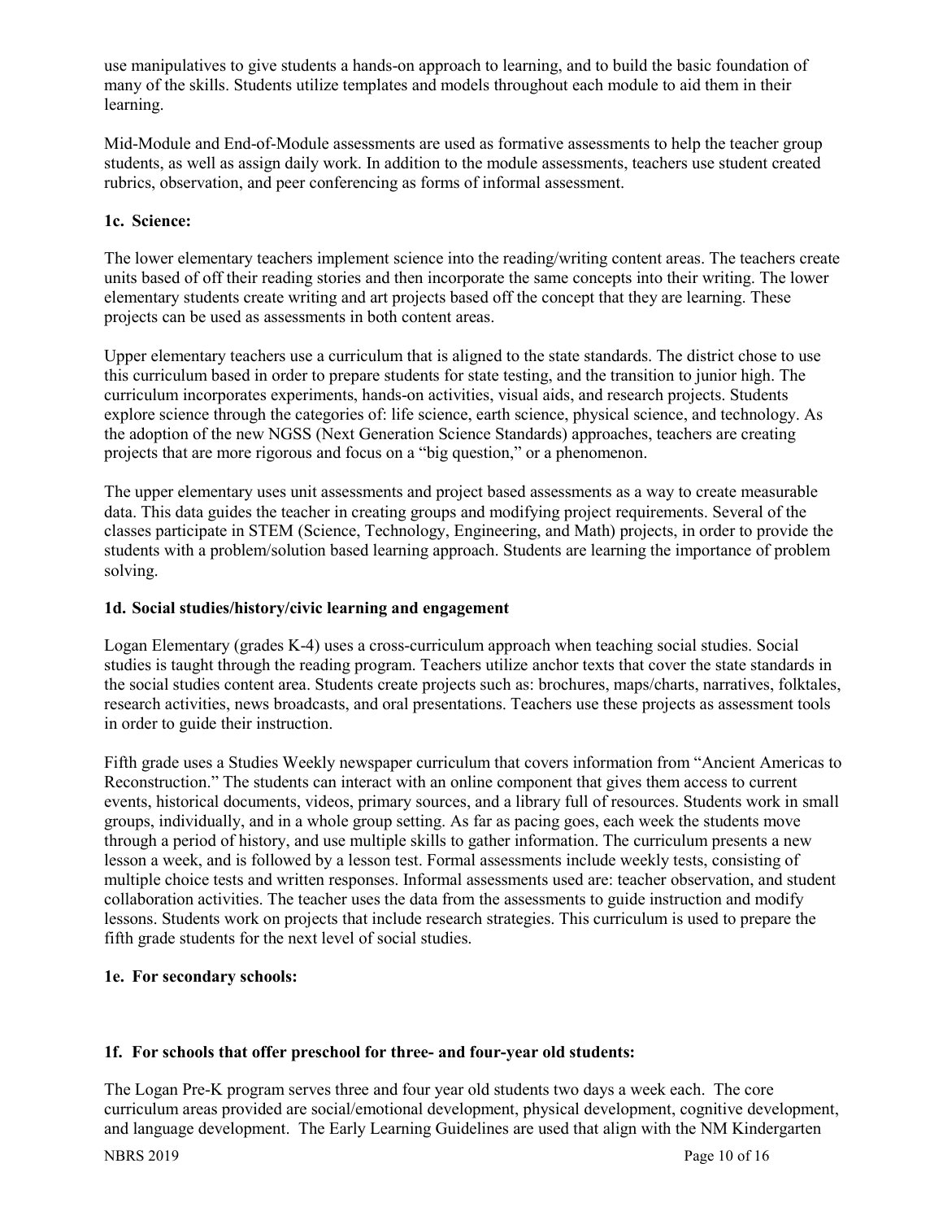use manipulatives to give students a hands-on approach to learning, and to build the basic foundation of many of the skills. Students utilize templates and models throughout each module to aid them in their learning.

Mid-Module and End-of-Module assessments are used as formative assessments to help the teacher group students, as well as assign daily work. In addition to the module assessments, teachers use student created rubrics, observation, and peer conferencing as forms of informal assessment.

**1c. Science:**

The lower elementary teachers implement science into the reading/writing content areas. The teachers create units based of off their reading stories and then incorporate the same concepts into their writing. The lower elementary students create writing and art projects based off the concept that they are learning. These projects can be used as assessments in both content areas.

Upper elementary teachers use a curriculum that is aligned to the state standards. The district chose to use this curriculum based in order to prepare students for state testing, and the transition to junior high. The curriculum incorporates experiments, hands-on activities, visual aids, and research projects. Students explore science through the categories of: life science, earth science, physical science, and technology. As the adoption of the new NGSS (Next Generation Science Standards) approaches, teachers are creating projects that are more rigorous and focus on a "big question," or a phenomenon.

The upper elementary uses unit assessments and project based assessments as a way to create measurable data. This data guides the teacher in creating groups and modifying project requirements. Several of the classes participate in STEM (Science, Technology, Engineering, and Math) projects, in order to provide the students with a problem/solution based learning approach. Students are learning the importance of problem solving.

**1d. Social studies/history/civic learning and engagement**

Logan Elementary (grades K-4) uses a cross-curriculum approach when teaching social studies. Social studies is taught through the reading program. Teachers utilize anchor texts that cover the state standards in the social studies content area. Students create projects such as: brochures, maps/charts, narratives, folktales, research activities, news broadcasts, and oral presentations. Teachers use these projects as assessment tools in order to guide their instruction.

Fifth grade uses a Studies Weekly newspaper curriculum that covers information from "Ancient Americas to Reconstruction." The students can interact with an online component that gives them access to current events, historical documents, videos, primary sources, and a library full of resources. Students work in small groups, individually, and in a whole group setting. As far as pacing goes, each week the students move through a period of history, and use multiple skills to gather information. The curriculum presents a new lesson a week, and is followed by a lesson test. Formal assessments include weekly tests, consisting of multiple choice tests and written responses. Informal assessments used are: teacher observation, and student collaboration activities. The teacher uses the data from the assessments to guide instruction and modify lessons. Students work on projects that include research strategies. This curriculum is used to prepare the fifth grade students for the next level of social studies.

**1e. For secondary schools:**

**1f. For schools that offer preschool for three- and four-year old students:**

The Logan Pre-K program serves three and four year old students two days a week each. The core curriculum areas provided are social/emotional development, physical development, cognitive development, and language development. The Early Learning Guidelines are used that align with the NM Kindergarten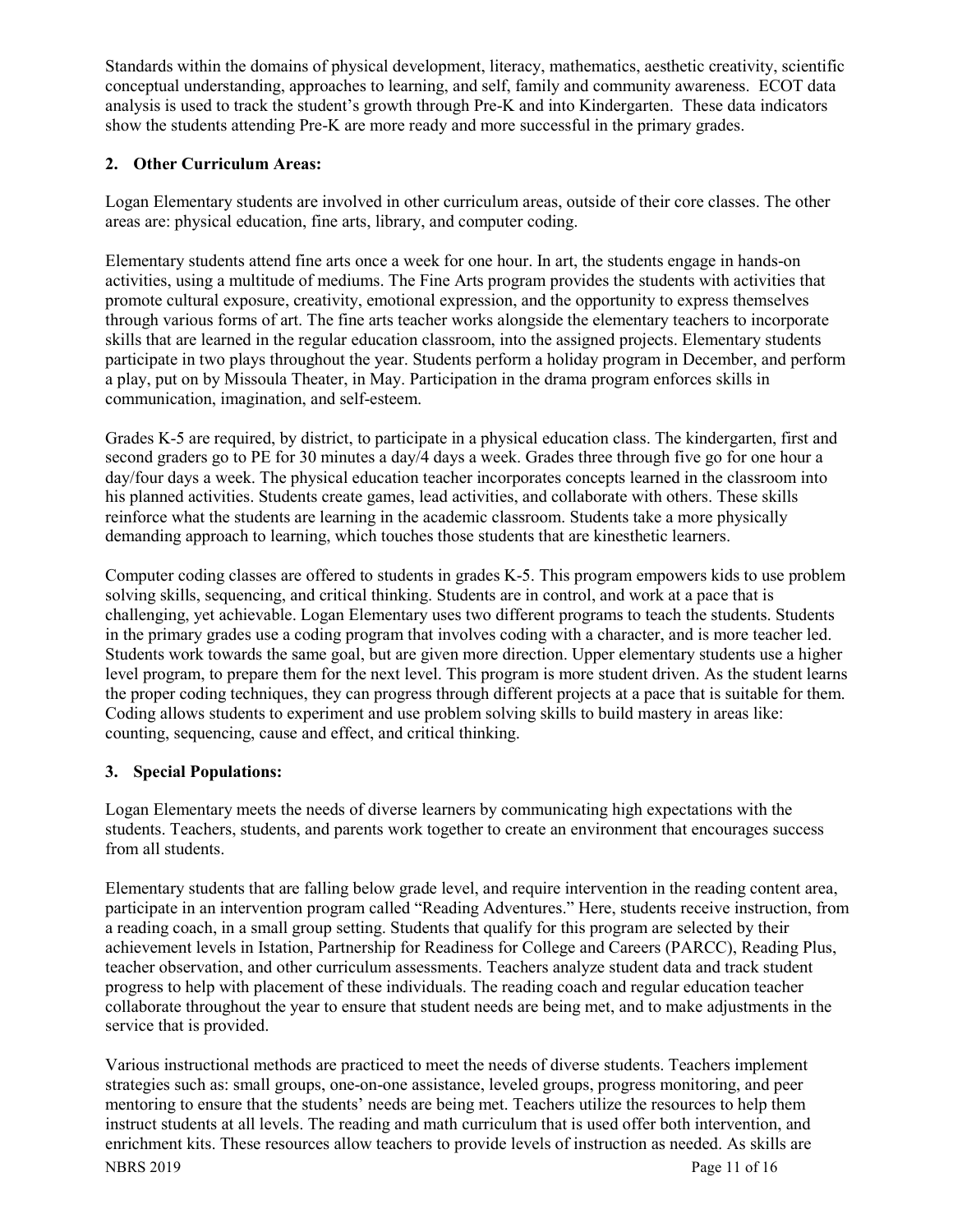Standards within the domains of physical development, literacy, mathematics, aesthetic creativity, scientific conceptual understanding, approaches to learning, and self, family and community awareness. ECOT data analysis is used to track the student's growth through Pre-K and into Kindergarten. These data indicators show the students attending Pre-K are more ready and more successful in the primary grades.

**2. Other Curriculum Areas:**

Logan Elementary students are involved in other curriculum areas, outside of their core classes. The other areas are: physical education, fine arts, library, and computer coding.

Elementary students attend fine arts once a week for one hour. In art, the students engage in hands-on activities, using a multitude of mediums. The Fine Arts program provides the students with activities that promote cultural exposure, creativity, emotional expression, and the opportunity to express themselves through various forms of art. The fine arts teacher works alongside the elementary teachers to incorporate skills that are learned in the regular education classroom, into the assigned projects. Elementary students participate in two plays throughout the year. Students perform a holiday program in December, and perform a play, put on by Missoula Theater, in May. Participation in the drama program enforces skills in communication, imagination, and self-esteem.

Grades K-5 are required, by district, to participate in a physical education class. The kindergarten, first and second graders go to PE for 30 minutes a day/4 days a week. Grades three through five go for one hour a day/four days a week. The physical education teacher incorporates concepts learned in the classroom into his planned activities. Students create games, lead activities, and collaborate with others. These skills reinforce what the students are learning in the academic classroom. Students take a more physically demanding approach to learning, which touches those students that are kinesthetic learners.

Computer coding classes are offered to students in grades K-5. This program empowers kids to use problem solving skills, sequencing, and critical thinking. Students are in control, and work at a pace that is challenging, yet achievable. Logan Elementary uses two different programs to teach the students. Students in the primary grades use a coding program that involves coding with a character, and is more teacher led. Students work towards the same goal, but are given more direction. Upper elementary students use a higher level program, to prepare them for the next level. This program is more student driven. As the student learns the proper coding techniques, they can progress through different projects at a pace that is suitable for them. Coding allows students to experiment and use problem solving skills to build mastery in areas like: counting, sequencing, cause and effect, and critical thinking.

**3. Special Populations:**

Logan Elementary meets the needs of diverse learners by communicating high expectations with the students. Teachers, students, and parents work together to create an environment that encourages success from all students.

Elementary students that are falling below grade level, and require intervention in the reading content area, participate in an intervention program called "Reading Adventures." Here, students receive instruction, from a reading coach, in a small group setting. Students that qualify for this program are selected by their achievement levels in Istation, Partnership for Readiness for College and Careers (PARCC), Reading Plus, teacher observation, and other curriculum assessments. Teachers analyze student data and track student progress to help with placement of these individuals. The reading coach and regular education teacher collaborate throughout the year to ensure that student needs are being met, and to make adjustments in the service that is provided.

Various instructional methods are practiced to meet the needs of diverse students. Teachers implement strategies such as: small groups, one-on-one assistance, leveled groups, progress monitoring, and peer mentoring to ensure that the students' needs are being met. Teachers utilize the resources to help them instruct students at all levels. The reading and math curriculum that is used offer both intervention, and enrichment kits. These resources allow teachers to provide levels of instruction as needed. As skills are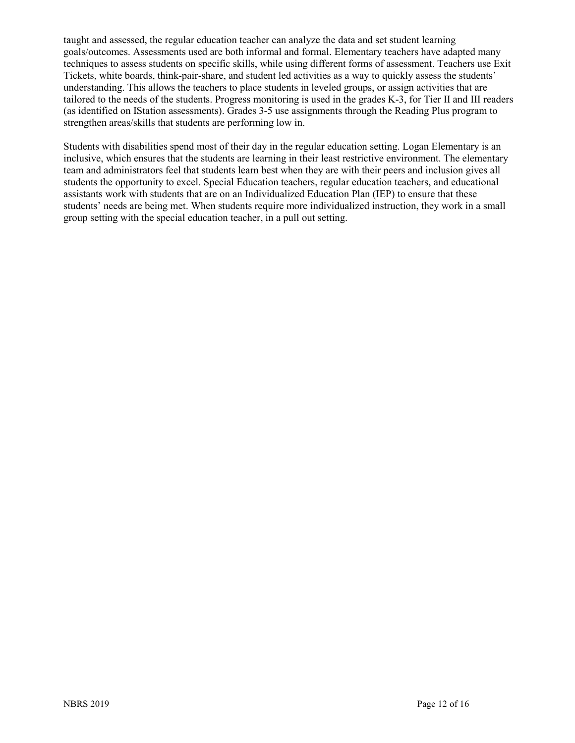taught and assessed, the regular education teacher can analyze the data and set student learning goals/outcomes. Assessments used are both informal and formal. Elementary teachers have adapted many techniques to assess students on specific skills, while using different forms of assessment. Teachers use Exit Tickets, white boards, think-pair-share, and student led activities as a way to quickly assess the students' understanding. This allows the teachers to place students in leveled groups, or assign activities that are tailored to the needs of the students. Progress monitoring is used in the grades K-3, for Tier II and III readers (as identified on IStation assessments). Grades 3-5 use assignments through the Reading Plus program to strengthen areas/skills that students are performing low in.

Students with disabilities spend most of their day in the regular education setting. Logan Elementary is an inclusive, which ensures that the students are learning in their least restrictive environment. The elementary team and administrators feel that students learn best when they are with their peers and inclusion gives all students the opportunity to excel. Special Education teachers, regular education teachers, and educational assistants work with students that are on an Individualized Education Plan (IEP) to ensure that these students' needs are being met. When students require more individualized instruction, they work in a small group setting with the special education teacher, in a pull out setting.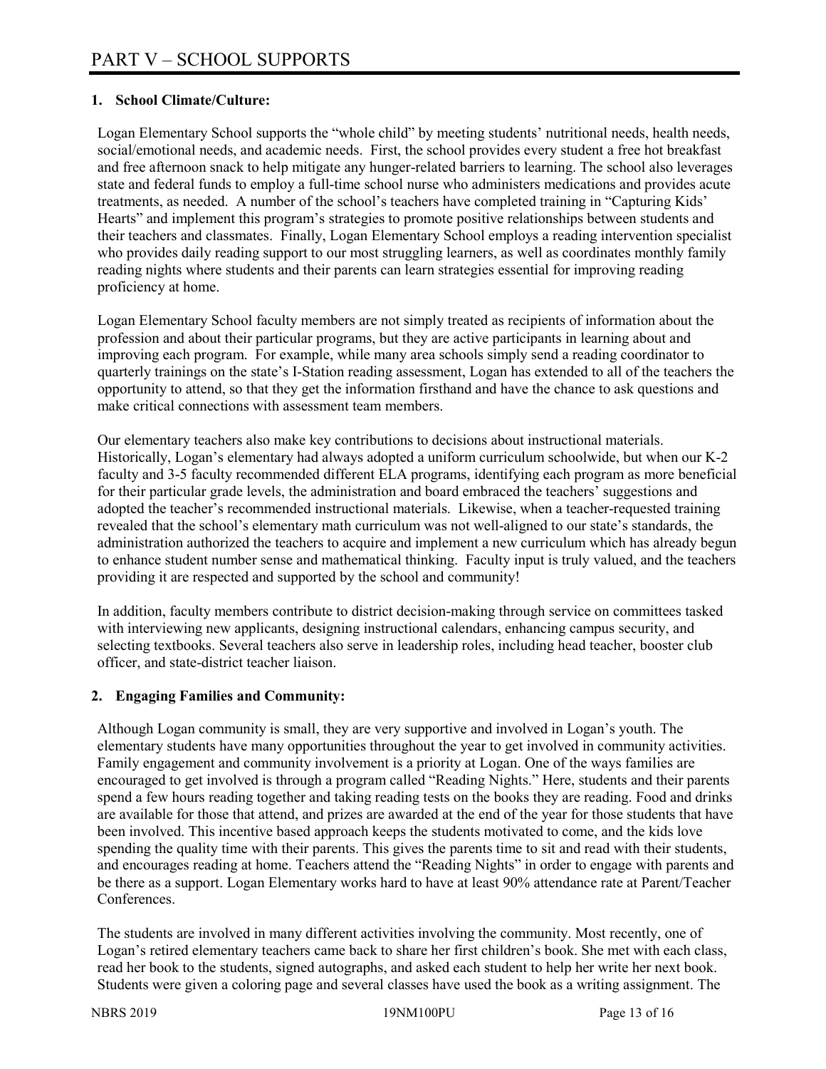# PART V – SCHOOL SUPPORTS

## 1. School Climate/Culture:

Logan Elementary School supports the "whole child" by meeting students' nutritional needs, health needs, social/emotional needs, and academic needs. First, the school provides every student a free hot breakfast and free afternoon snack to help mitigate any hunger-related barriers to learning. The school also leverages state and federal funds to employ a full-time school nurse who administers medications and provides acute treatments, as needed. A number of the school's teachers have completed training in "Capturing Kids' Hearts" and implement this program's strategies to promote positive relationships between students and their teachers and classmates. Finally, Logan Elementary School employs a reading intervention specialist who provides daily reading support to our most struggling learners, as well as coordinates monthly family reading nights where students and their parents can learn strategies essential for improving reading proficiency at home.

Logan Elementary School faculty members are not simply treated as recipients of information about the profession and about their particular programs, but they are active participants in learning about and improving each program. For example, while many area schools simply send a reading coordinator to quarterly trainings on the state's I-Station reading assessment, Logan has extended to all of the teachers the opportunity to attend, so that they get the information firsthand and have the chance to ask questions and make critical connections with assessment team members.

Our elementary teachers also make key contributions to decisions about instructional materials. Historically, Logan's elementary had always adopted a uniform curriculum schoolwide, but when our K-2 faculty and 3-5 faculty recommended different ELA programs, identifying each program as more beneficial for their particular grade levels, the administration and board embraced the teachers' suggestions and adopted the teacher's recommended instructional materials. Likewise, when a teacher-requested training revealed that the school's elementary math curriculum was not well-aligned to our state's standards, the administration authorized the teachers to acquire and implement a new curriculum which has already begun to enhance student number sense and mathematical thinking. Faculty input is truly valued, and the teachers providing it are respected and supported by the school and community!

In addition, faculty members contribute to district decision-making through service on committees tasked with interviewing new applicants, designing instructional calendars, enhancing campus security, and selecting textbooks. Several teachers also serve in leadership roles, including head teacher, booster club officer, and state-district teacher liaison.

## 2. Engaging Families and Community:

Although Logan community is small, they are very supportive and involved in Logan's youth. The elementary students have many opportunities throughout the year to get involved in community activities. Family engagement and community involvement is a priority at Logan. One of the ways families are encouraged to get involved is through a program called "Reading Nights." Here, students and their parents spend a few hours reading together and taking reading tests on the books they are reading. Food and drinks are available for those that attend, and prizes are awarded at the end of the year for those students that have been involved. This incentive based approach keeps the students motivated to come, and the kids love spending the quality time with their parents. This gives the parents time to sit and read with their students, and encourages reading at home. Teachers attend the "Reading Nights" in order to engage with parents and be there as a support. Logan Elementary works hard to have at least 90% attendance rate at Parent/Teacher Conferences.

The students are involved in many different activities involving the community. Most recently, one of Logan's retired elementary teachers came back to share her first children's book. She met with each class, read her book to the students, signed autographs, and asked each student to help her write her next book. Students were given a coloring page and several classes have used the book as a writing assignment. The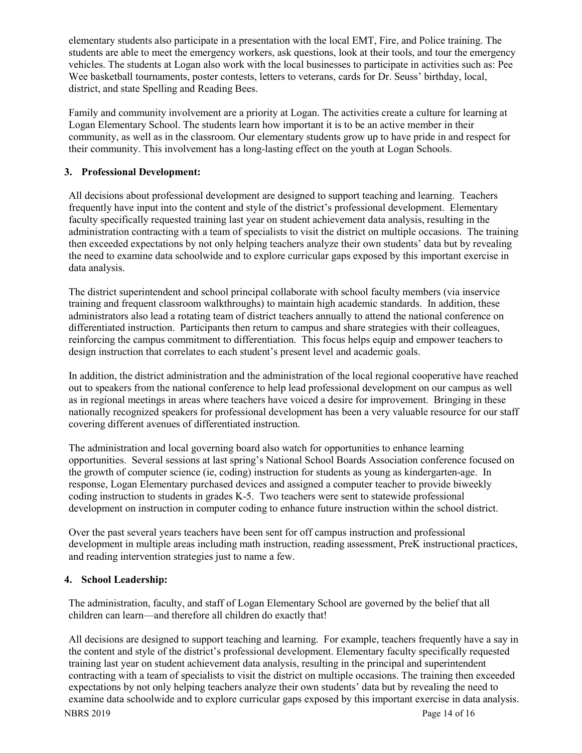elementary students also participate in a presentation with the local EMT, Fire, and Police training. The students are able to meet the emergency workers, ask questions, look at their tools, and tour the emergency vehicles. The students at Logan also work with the local businesses to participate in activities such as: Pee Wee basketball tournaments, poster contests, letters to veterans, cards for Dr. Seuss' birthday, local, district, and state Spelling and Reading Bees.

Family and community involvement are a priority at Logan. The activities create a culture for learning at Logan Elementary School. The students learn how important it is to be an active member in their community, as well as in the classroom. Our elementary students grow up to have pride in and respect for their community. This involvement has a long-lasting effect on the youth at Logan Schools.

**3. Professional Development:**

All decisions about professional development are designed to support teaching and learning. Teachers frequently have input into the content and style of the district's professional development. Elementary faculty specifically requested training last year on student achievement data analysis, resulting in the administration contracting with a team of specialists to visit the district on multiple occasions. The training then exceeded expectations by not only helping teachers analyze their own students' data but by revealing the need to examine data schoolwide and to explore curricular gaps exposed by this important exercise in data analysis.

The district superintendent and school principal collaborate with school faculty members (via inservice training and frequent classroom walkthroughs) to maintain high academic standards. In addition, these administrators also lead a rotating team of district teachers annually to attend the national conference on differentiated instruction. Participants then return to campus and share strategies with their colleagues, reinforcing the campus commitment to differentiation. This focus helps equip and empower teachers to design instruction that correlates to each student's present level and academic goals.

In addition, the district administration and the administration of the local regional cooperative have reached out to speakers from the national conference to help lead professional development on our campus as well as in regional meetings in areas where teachers have voiced a desire for improvement. Bringing in these nationally recognized speakers for professional development has been a very valuable resource for our staff covering different avenues of differentiated instruction.

The administration and local governing board also watch for opportunities to enhance learning opportunities. Several sessions at last spring's National School Boards Association conference focused on the growth of computer science (ie, coding) instruction for students as young as kindergarten-age. In response, Logan Elementary purchased devices and assigned a computer teacher to provide biweekly coding instruction to students in grades K-5. Two teachers were sent to statewide professional development on instruction in computer coding to enhance future instruction within the school district.

Over the past several years teachers have been sent for off campus instruction and professional development in multiple areas including math instruction, reading assessment, PreK instructional practices, and reading intervention strategies just to name a few.

**4. School Leadership:**

The administration, faculty, and staff of Logan Elementary School are governed by the belief that all children can learn—and therefore all children do exactly that!

All decisions are designed to support teaching and learning. For example, teachers frequently have a say in the content and style of the district's professional development. Elementary faculty specifically requested training last year on student achievement data analysis, resulting in the principal and superintendent contracting with a team of specialists to visit the district on multiple occasions. The training then exceeded expectations by not only helping teachers analyze their own students' data but by revealing the need to examine data schoolwide and to explore curricular gaps exposed by this important exercise in data analysis.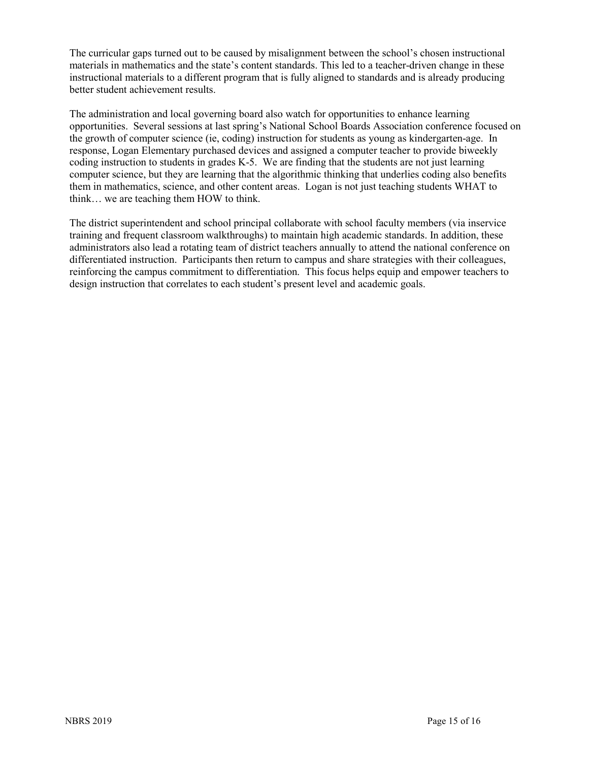The curricular gaps turned out to be caused by misalignment between the school's chosen instructional materials in mathematics and the state's content standards. This led to a teacher-driven change in these instructional materials to a different program that is fully aligned to standards and is already producing better student achievement results.

The administration and local governing board also watch for opportunities to enhance learning opportunities. Several sessions at last spring's National School Boards Association conference focused on the growth of computer science (ie, coding) instruction for students as young as kindergarten-age. In response, Logan Elementary purchased devices and assigned a computer teacher to provide biweekly coding instruction to students in grades K-5. We are finding that the students are not just learning computer science, but they are learning that the algorithmic thinking that underlies coding also benefits them in mathematics, science, and other content areas. Logan is not just teaching students WHAT to think… we are teaching them HOW to think.

The district superintendent and school principal collaborate with school faculty members (via inservice training and frequent classroom walkthroughs) to maintain high academic standards. In addition, these administrators also lead a rotating team of district teachers annually to attend the national conference on differentiated instruction. Participants then return to campus and share strategies with their colleagues, reinforcing the campus commitment to differentiation. This focus helps equip and empower teachers to design instruction that correlates to each student's present level and academic goals.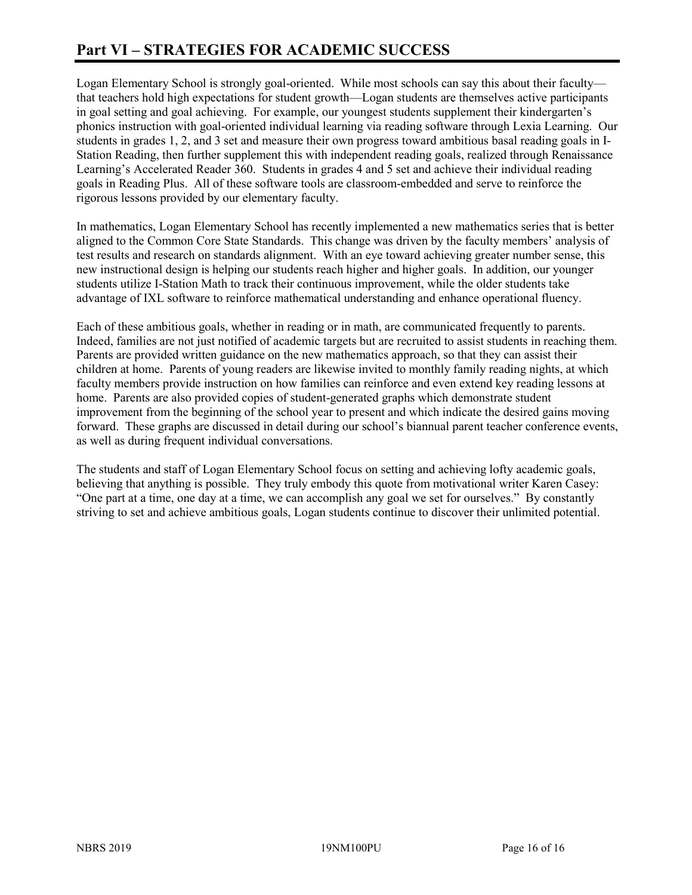# Part VI – STRATEGIES FOR ACADEMIC SUCCESS

Logan Elementary School is strongly goal-oriented. While most schools can say this about their faculty—that teachers hold high expectations for student growth—Logan students are themselves active participants in goal setting and goal achieving. For example, our youngest students supplement their kindergarten's phonics instruction with goal-oriented individual learning via reading software through Lexia Learning. Our students in grades 1, 2, and 3 set and measure their own progress toward ambitious basal reading goals in I-Station Reading, then further supplement this with independent reading goals, realized through Renaissance Learning's Accelerated Reader 360. Students in grades 4 and 5 set and achieve their individual reading goals in Reading Plus. All of these software tools are classroom-embedded and serve to reinforce the rigorous lessons provided by our elementary faculty.

In mathematics, Logan Elementary School has recently implemented a new mathematics series that is better aligned to the Common Core State Standards. This change was driven by the faculty members' analysis of test results and research on standards alignment. With an eye toward achieving greater number sense, this new instructional design is helping our students reach higher and higher goals. In addition, our younger students utilize I-Station Math to track their continuous improvement, while the older students take advantage of IXL software to reinforce mathematical understanding and enhance operational fluency.

Each of these ambitious goals, whether in reading or in math, are communicated frequently to parents. Indeed, families are not just notified of academic targets but are recruited to assist students in reaching them. Parents are provided written guidance on the new mathematics approach, so that they can assist their children at home. Parents of young readers are likewise invited to monthly family reading nights, at which faculty members provide instruction on how families can reinforce and even extend key reading lessons at home. Parents are also provided copies of student-generated graphs which demonstrate student improvement from the beginning of the school year to present and which indicate the desired gains moving forward. These graphs are discussed in detail during our school's biannual parent teacher conference events, as well as during frequent individual conversations.

The students and staff of Logan Elementary School focus on setting and achieving lofty academic goals, believing that anything is possible. They truly embody this quote from motivational writer Karen Casey: "One part at a time, one day at a time, we can accomplish any goal we set for ourselves." By constantly striving to set and achieve ambitious goals, Logan students continue to discover their unlimited potential.